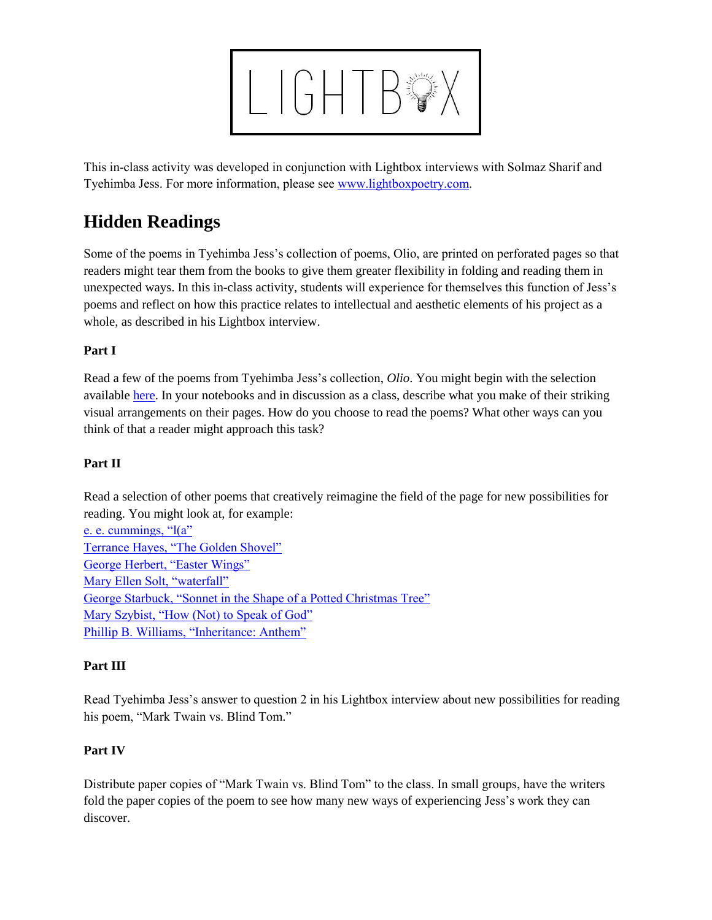LIGHTBOX

This in-class activity was developed in conjunction with Lightbox interviews with Solmaz Sharif and Tyehimba Jess. For more information, please see www.lightboxpoetry.com.

## Hidden Readings

Some of the poems in Tyehimba Jess's collection of poems, Olio, are printed on perforated pages so that readers might tear them from the books to give them greater flexibility in folding and reading them in unexpected ways. In this in-class activity, students will experience for themselves this function of Jess's poems and reflect on how this practice relates to intellectual and aesthetic elements of his project as a whole, as described in his Lightbox interview.

**Part I**

Read a few of the poems from Tyehimba Jess's collection, *Olio*. You might begin with the selection available here. In your notebooks and in discussion as a class, describe what you make of their striking visual arrangements on their pages. How do you choose to read the poems? What other ways can you think of that a reader might approach this task?

**Part II**

Read a selection of other poems that creatively reimagine the field of the page for new possibilities for reading. You might look at, for example:

e. e. cummings, "l(a"
Terrance Hayes, "The Golden Shovel"
George Herbert, "Easter Wings"
Mary Ellen Solt, "waterfall"
George Starbuck, "Sonnet in the Shape of a Potted Christmas Tree"
Mary Szybist, "How (Not) to Speak of God"
Phillip B. Williams, "Inheritance: Anthem"

**Part III**

Read Tyehimba Jess's answer to question 2 in his Lightbox interview about new possibilities for reading his poem, "Mark Twain vs. Blind Tom."

**Part IV**

Distribute paper copies of "Mark Twain vs. Blind Tom" to the class. In small groups, have the writers fold the paper copies of the poem to see how many new ways of experiencing Jess's work they can discover.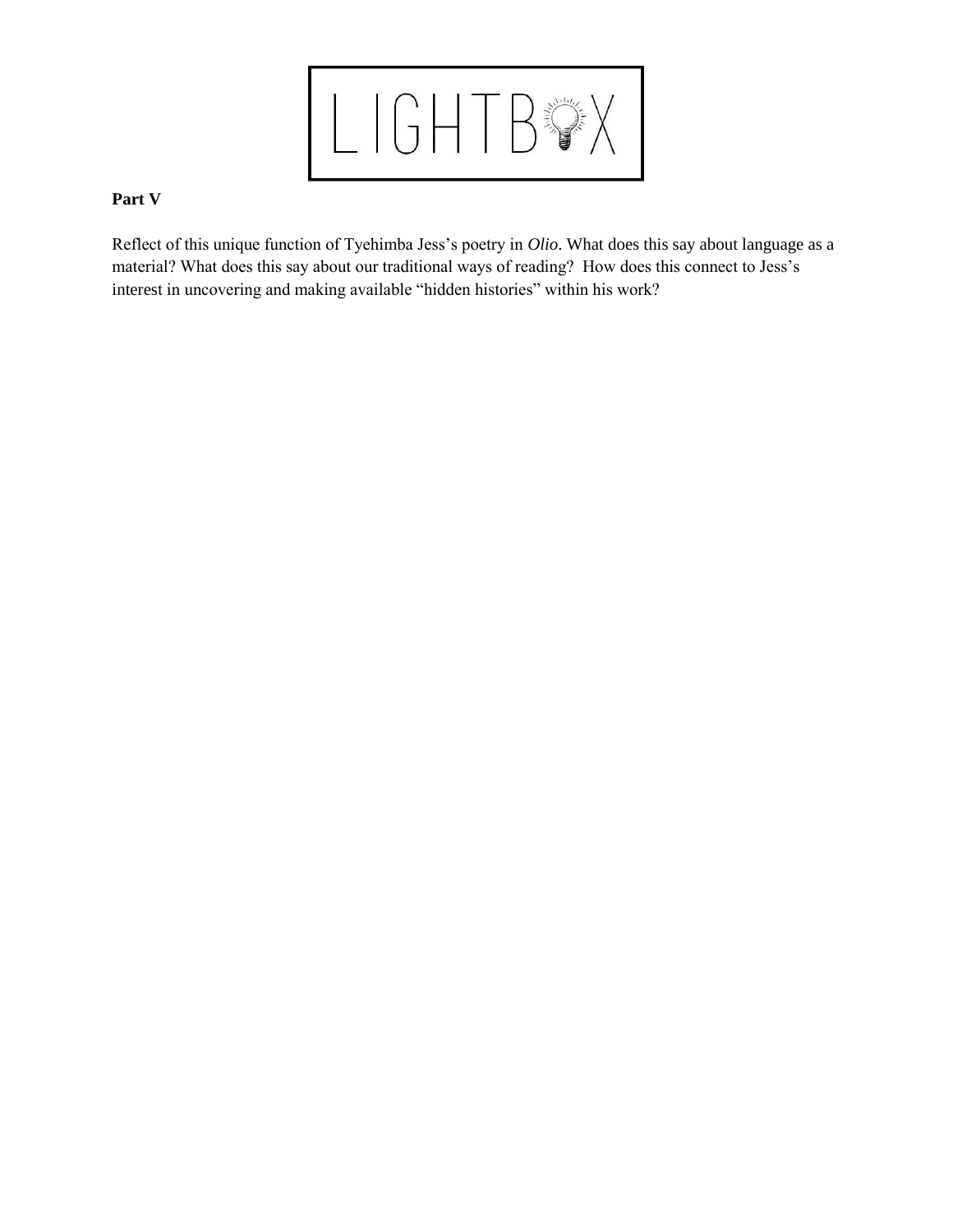LIGHTBOX

**Part V**

Reflect of this unique function of Tyehimba Jess's poetry in *Olio*. What does this say about language as a material? What does this say about our traditional ways of reading? How does this connect to Jess's interest in uncovering and making available "hidden histories" within his work?